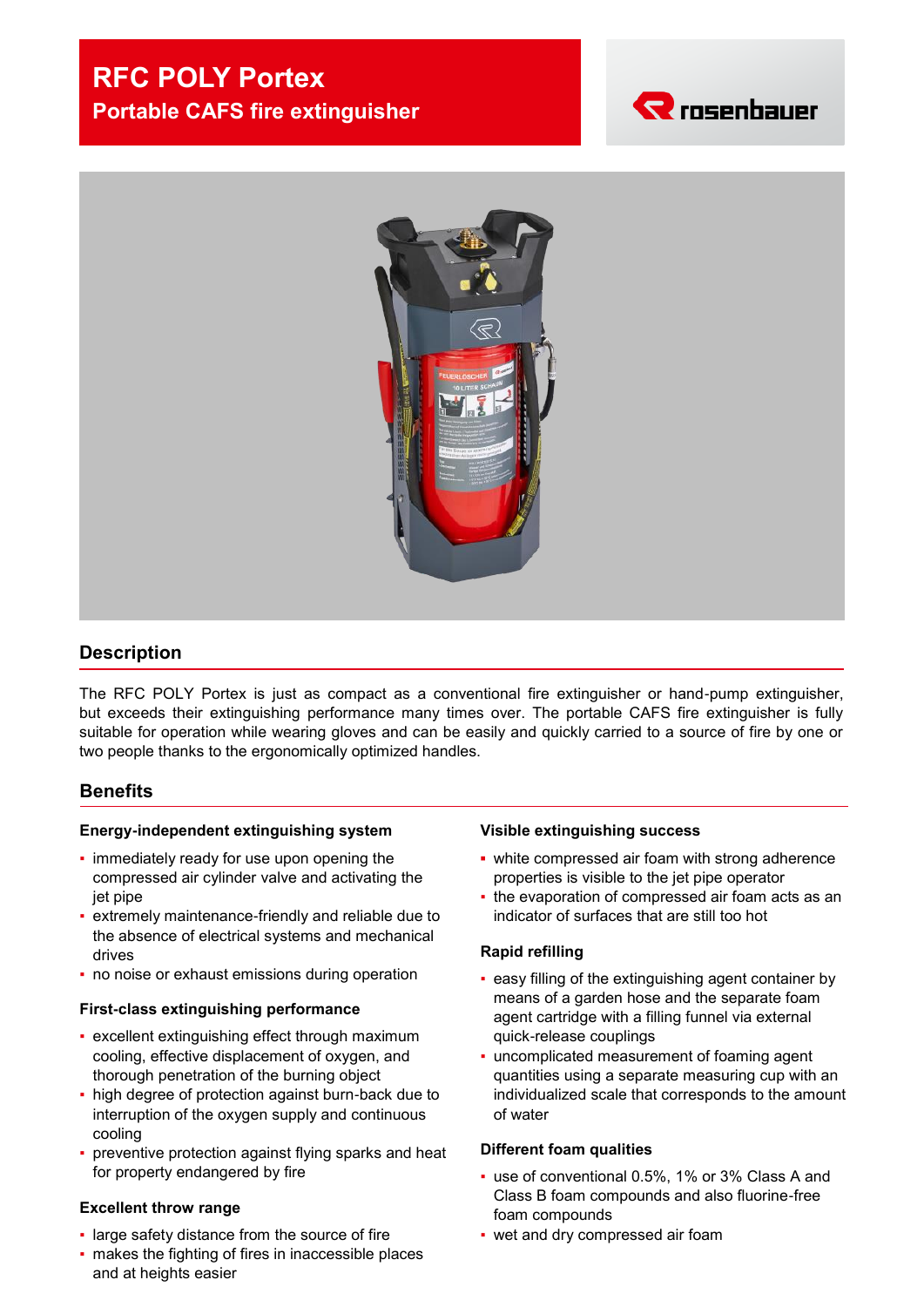# RFC POLY Portex

## Portable CAFS fire extinguisher

rosenbauer

## Description

The RFC POLY Portex is just as compact as a conventional fire extinguisher or hand-pump extinguisher, but exceeds their extinguishing performance many times over. The portable CAFS fire extinguisher is fully suitable for operation while wearing gloves and can be easily and quickly carried to a source of fire by one or two people thanks to the ergonomically optimized handles.

## Benefits

### Energy-independent extinguishing system

- immediately ready for use upon opening the compressed air cylinder valve and activating the jet pipe
- extremely maintenance-friendly and reliable due to the absence of electrical systems and mechanical drives
- no noise or exhaust emissions during operation

### First-class extinguishing performance

- excellent extinguishing effect through maximum cooling, effective displacement of oxygen, and thorough penetration of the burning object
- high degree of protection against burn-back due to interruption of the oxygen supply and continuous cooling
- preventive protection against flying sparks and heat for property endangered by fire

### Excellent throw range

- large safety distance from the source of fire
- makes the fighting of fires in inaccessible places and at heights easier

### Visible extinguishing success

- white compressed air foam with strong adherence properties is visible to the jet pipe operator
- the evaporation of compressed air foam acts as an indicator of surfaces that are still too hot

### Rapid refilling

- easy filling of the extinguishing agent container by means of a garden hose and the separate foam agent cartridge with a filling funnel via external quick-release couplings
- uncomplicated measurement of foaming agent quantities using a separate measuring cup with an individualized scale that corresponds to the amount of water

### Different foam qualities

- use of conventional 0.5%, 1% or 3% Class A and Class B foam compounds and also fluorine-free foam compounds
- wet and dry compressed air foam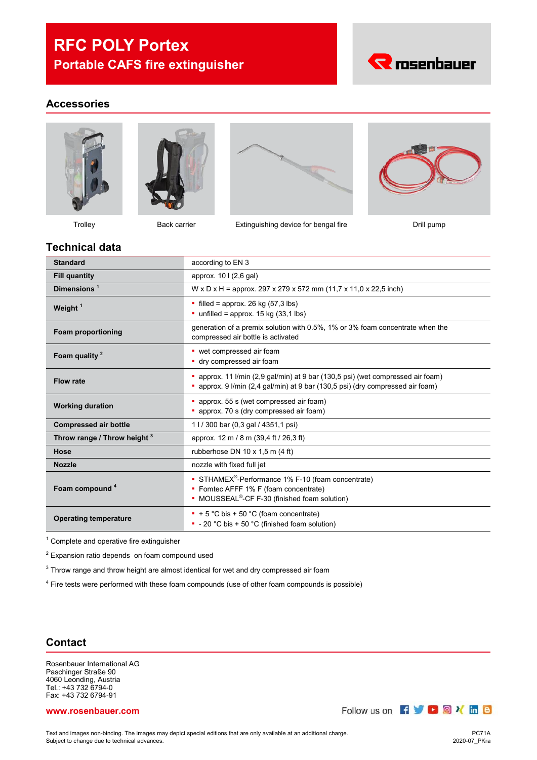# RFC POLY Portex

## Portable CAFS fire extinguisher

## Accessories

Trolley

Back carrier

Extinguishing device for bengal fire

Drill pump

## Technical data

| | |
|---|---|
| **Standard** | according to EN 3 |
| **Fill quantity** | approx. 10 l (2,6 gal) |
| **Dimensions** [1] | W x D x H = approx. 297 x 279 x 572 mm (11,7 x 11,0 x 22,5 inch) |
| **Weight** [1] | ▪ filled = approx. 26 kg (57,3 lbs)<br>▪ unfilled = approx. 15 kg (33,1 lbs) |
| **Foam proportioning** | generation of a premix solution with 0.5%, 1% or 3% foam concentrate when the compressed air bottle is activated |
| **Foam quality** [2] | ▪ wet compressed air foam<br>▪ dry compressed air foam |
| **Flow rate** | ▪ approx. 11 l/min (2,9 gal/min) at 9 bar (130,5 psi) (wet compressed air foam)<br>▪ approx. 9 l/min (2,4 gal/min) at 9 bar (130,5 psi) (dry compressed air foam) |
| **Working duration** | ▪ approx. 55 s (wet compressed air foam)<br>▪ approx. 70 s (dry compressed air foam) |
| **Compressed air bottle** | 1 l / 300 bar (0,3 gal / 4351,1 psi) |
| **Throw range / Throw height** [3] | approx. 12 m / 8 m (39,4 ft / 26,3 ft) |
| **Hose** | rubberhose DN 10 x 1,5 m (4 ft) |
| **Nozzle** | nozzle with fixed full jet |
| **Foam compound** [4] | ▪ STHAMEX®-Performance 1% F-10 (foam concentrate)<br>▪ Fomtec AFFF 1% F (foam concentrate)<br>▪ MOUSSEAL®-CF F-30 (finished foam solution) |
| **Operating temperature** | ▪ + 5 °C bis + 50 °C (foam concentrate)<br>▪ - 20 °C bis + 50 °C (finished foam solution) |

[1] Complete and operative fire extinguisher

[2] Expansion ratio depends on foam compound used

[3] Throw range and throw height are almost identical for wet and dry compressed air foam

[4] Fire tests were performed with these foam compounds (use of other foam compounds is possible)

## Contact

Rosenbauer International AG
Paschinger Straße 90
4060 Leonding, Austria
Tel.: +43 732 6794-0
Fax: +43 732 6794-91

**www.rosenbauer.com**

Follow us on

Text and images non-binding. The images may depict special editions that are only available at an additional charge.
Subject to change due to technical advances.

PC71A
2020-07_PKra